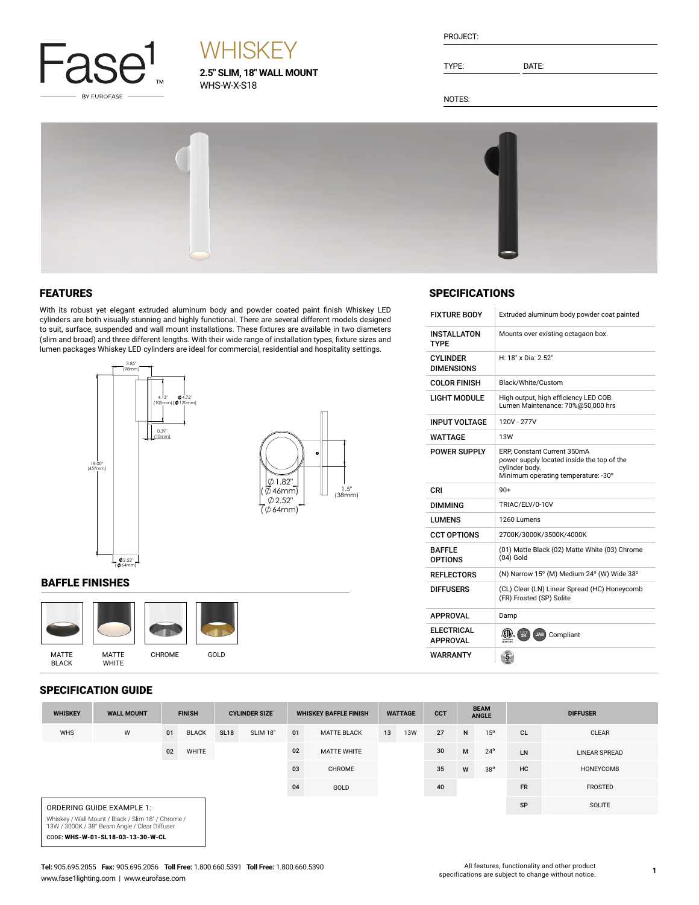Fase1 BY EUROFASE

# WHISKEY

**2.5" SLIM, 18" WALL MOUNT**
WHS-W-X-S18

PROJECT:

TYPE: DATE:

NOTES:

## FEATURES

With its robust yet elegant extruded aluminum body and powder coated paint finish Whiskey LED cylinders are both visually stunning and highly functional. There are several different models designed to suit, surface, suspended and wall mount installations. These fixtures are available in two diameters (slim and broad) and three different lengths. With their wide range of installation types, fixture sizes and lumen packages Whiskey LED cylinders are ideal for commercial, residential and hospitality settings.

3.85" (98mm)
4.13" (105mm)
Ø 4.72" (Ø 120mm)
0.39" (10mm)
18.00" (457mm)
Ø 2.52" (Ø 64mm)

Ø 1.82" (Ø 46mm)
Ø 2.52" (Ø 64mm)
1.5" (38mm)

## BAFFLE FINISHES

MATTE BLACK | MATTE WHITE | CHROME | GOLD

## SPECIFICATIONS

| | |
|---|---|
| FIXTURE BODY | Extruded aluminum body powder coat painted |
| INSTALLATON TYPE | Mounts over existing octagaon box. |
| CYLINDER DIMENSIONS | H: 18" x Dia: 2.52" |
| COLOR FINISH | Black/White/Custom |
| LIGHT MODULE | High output, high efficiency LED COB. Lumen Maintenance: 70%@50,000 hrs |
| INPUT VOLTAGE | 120V - 277V |
| WATTAGE | 13W |
| POWER SUPPLY | ERP, Constant Current 350mA power supply located inside the top of the cylinder body. Minimum operating temperature: -30° |
| CRI | 90+ |
| DIMMING | TRIAC/ELV/0-10V |
| LUMENS | 1260 Lumens |
| CCT OPTIONS | 2700K/3000K/3500K/4000K |
| BAFFLE OPTIONS | (01) Matte Black (02) Matte White (03) Chrome (04) Gold |
| REFLECTORS | (N) Narrow 15° (M) Medium 24° (W) Wide 38° |
| DIFFUSERS | (CL) Clear (LN) Linear Spread (HC) Honeycomb (FR) Frosted (SP) Solite |
| APPROVAL | Damp |
| ELECTRICAL APPROVAL | ETL, Title 24, JA8 Compliant |
| WARRANTY | 5 |

## SPECIFICATION GUIDE

| WHISKEY | WALL MOUNT | FINISH | | CYLINDER SIZE | | WHISKEY BAFFLE FINISH | | WATTAGE | | CCT | BEAM ANGLE | | DIFFUSER | |
|---|---|---|---|---|---|---|---|---|---|---|---|---|---|---|
| WHS | W | 01 | BLACK | SL18 | SLIM 18" | 01 | MATTE BLACK | 13 | 13W | 27 | N | 15° | CL | CLEAR |
| | | 02 | WHITE | | | 02 | MATTE WHITE | | | 30 | M | 24° | LN | LINEAR SPREAD |
| | | | | | | 03 | CHROME | | | 35 | W | 38° | HC | HONEYCOMB |
| | | | | | | 04 | GOLD | | | 40 | | | FR | FROSTED |
| | | | | | | | | | | | | | SP | SOLITE |

ORDERING GUIDE EXAMPLE 1:
Whiskey / Wall Mount / Black / Slim 18" / Chrome / 13W / 3000K / 38° Beam Angle / Clear Diffuser
CODE: **WHS-W-01-SL18-03-13-30-W-CL**

**Tel:** 905.695.2055 **Fax:** 905.695.2056 **Toll Free:** 1.800.660.5391 **Toll Free:** 1.800.660.5390
www.fase1lighting.com | www.eurofase.com

All features, functionality and other product specifications are subject to change without notice.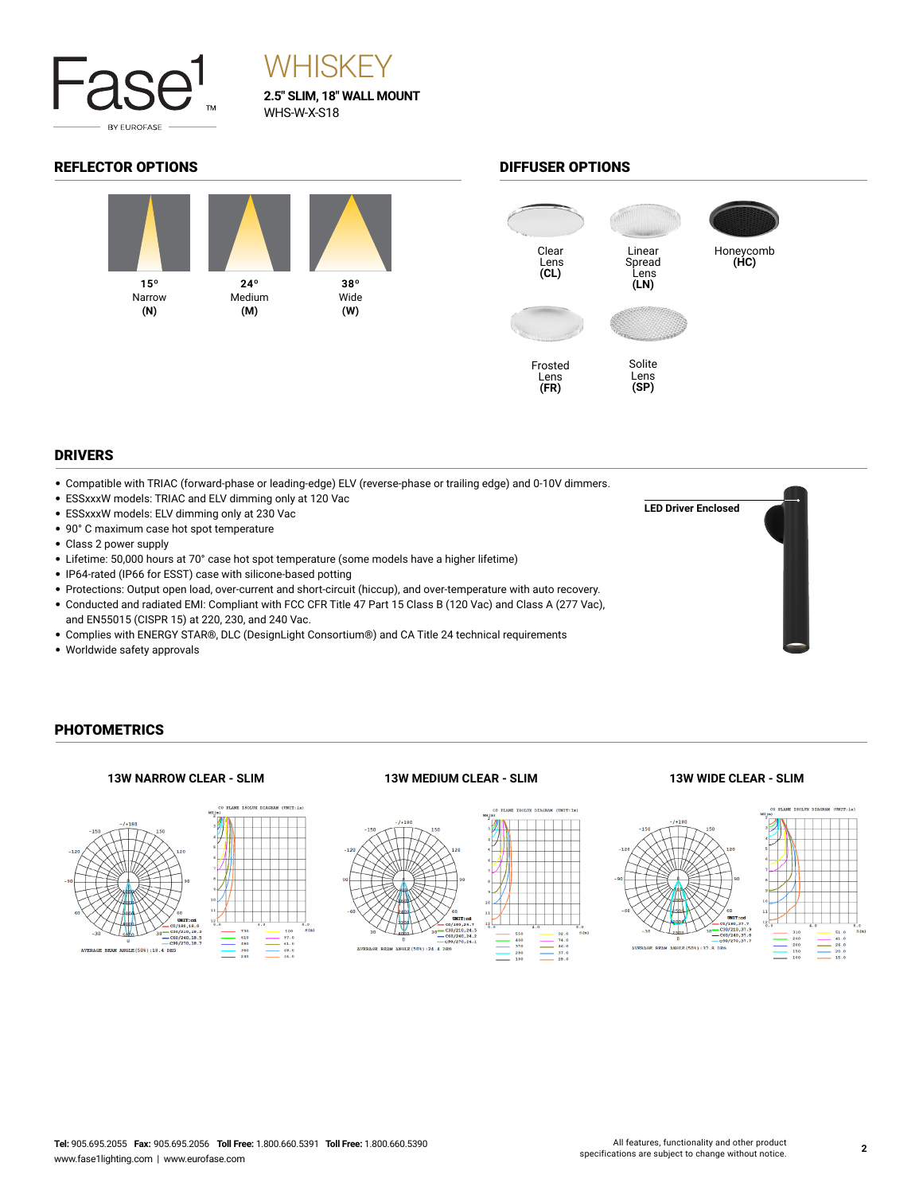Fase1 BY EUROFASE

# WHISKEY

**2.5" SLIM, 18" WALL MOUNT**

WHS-W-X-S18

## REFLECTOR OPTIONS

15º
Narrow
**(N)**

24º
Medium
**(M)**

38º
Wide
**(W)**

## DIFFUSER OPTIONS

Clear Lens **(CL)**

Linear Spread Lens **(LN)**

Honeycomb **(HC)**

Frosted Lens **(FR)**

Solite Lens **(SP)**

## DRIVERS

- Compatible with TRIAC (forward-phase or leading-edge) ELV (reverse-phase or trailing edge) and 0-10V dimmers.
- ESSxxxW models: TRIAC and ELV dimming only at 120 Vac
- ESSxxxW models: ELV dimming only at 230 Vac
- 90° C maximum case hot spot temperature
- Class 2 power supply
- Lifetime: 50,000 hours at 70° case hot spot temperature (some models have a higher lifetime)
- IP64-rated (IP66 for ESST) case with silicone-based potting
- Protections: Output open load, over-current and short-circuit (hiccup), and over-temperature with auto recovery.
- Conducted and radiated EMI: Compliant with FCC CFR Title 47 Part 15 Class B (120 Vac) and Class A (277 Vac), and EN55015 (CISPR 15) at 220, 230, and 240 Vac.
- Complies with ENERGY STAR®, DLC (DesignLight Consortium®) and CA Title 24 technical requirements
- Worldwide safety approvals

**LED Driver Enclosed**

## PHOTOMETRICS

**13W NARROW CLEAR - SLIM**

AVERAGE BEAM ANGLE(50%):18.4 DEG

**13W MEDIUM CLEAR - SLIM**

AVERAGE BEAM ANGLE(50%):24.4 DEG

**13W WIDE CLEAR - SLIM**

AVERAGE BEAM ANGLE(50%):37.8 DEG

**Tel:** 905.695.2055 **Fax:** 905.695.2056 **Toll Free:** 1.800.660.5391 **Toll Free:** 1.800.660.5390
www.fase1lighting.com | www.eurofase.com

All features, functionality and other product specifications are subject to change without notice.